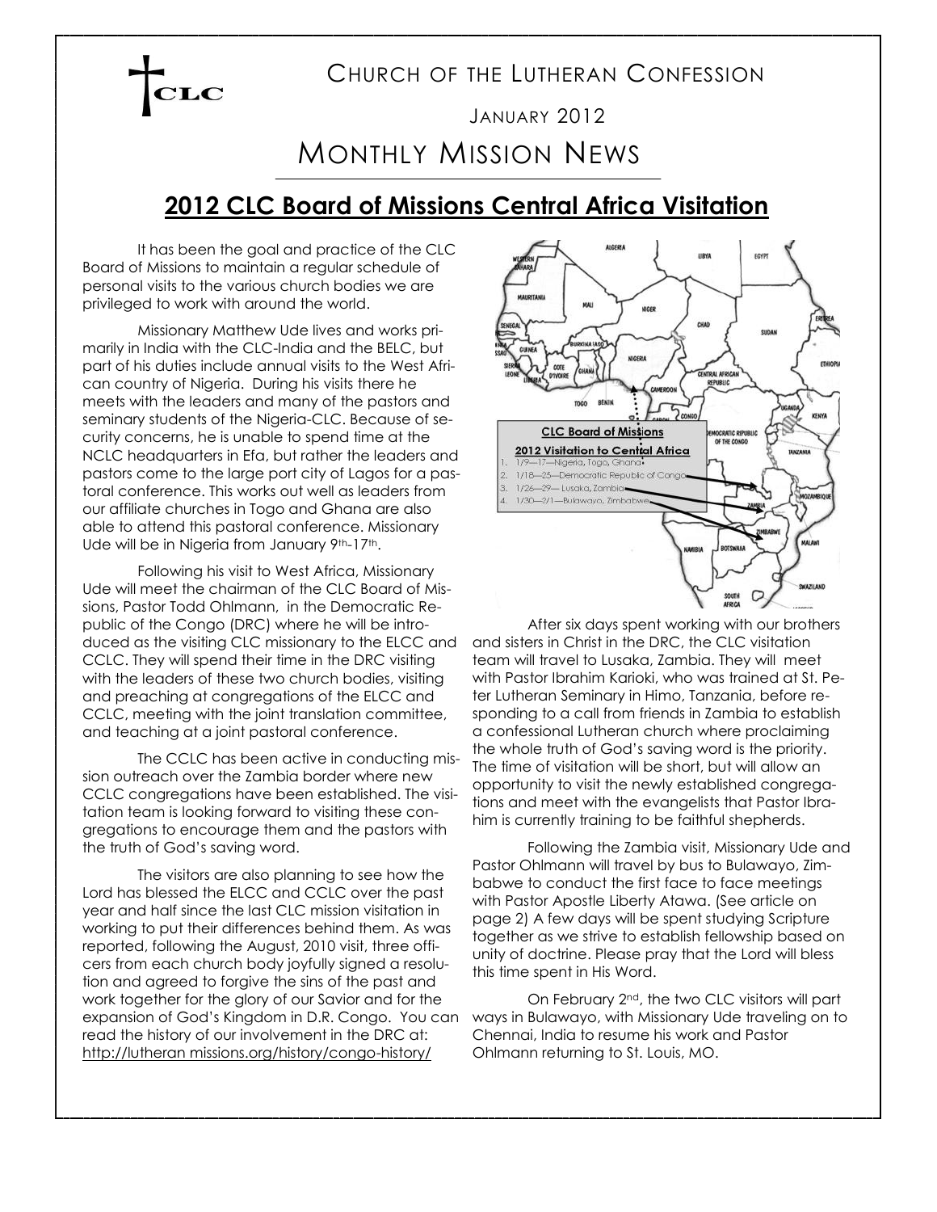CHURCH OF THE LUTHERAN CONFESSION

JANUARY 2012

# MONTHLY MISSION NEWS

## 2012 CLC Board of Missions Central Africa Visitation

It has been the goal and practice of the CLC Board of Missions to maintain a regular schedule of personal visits to the various church bodies we are privileged to work with around the world.

Missionary Matthew Ude lives and works primarily in India with the CLC-India and the BELC, but part of his duties include annual visits to the West African country of Nigeria. During his visits there he meets with the leaders and many of the pastors and seminary students of the Nigeria-CLC. Because of security concerns, he is unable to spend time at the NCLC headquarters in Efa, but rather the leaders and pastors come to the large port city of Lagos for a pastoral conference. This works out well as leaders from our affiliate churches in Togo and Ghana are also able to attend this pastoral conference. Missionary Ude will be in Nigeria from January 9th-17th.

Following his visit to West Africa, Missionary Ude will meet the chairman of the CLC Board of Missions, Pastor Todd Ohlmann, in the Democratic Republic of the Congo (DRC) where he will be introduced as the visiting CLC missionary to the ELCC and CCLC. They will spend their time in the DRC visiting with the leaders of these two church bodies, visiting and preaching at congregations of the ELCC and CCLC, meeting with the joint translation committee, and teaching at a joint pastoral conference.

The CCLC has been active in conducting mission outreach over the Zambia border where new CCLC congregations have been established. The visitation team is looking forward to visiting these congregations to encourage them and the pastors with the truth of God's saving word.

The visitors are also planning to see how the Lord has blessed the ELCC and CCLC over the past year and half since the last CLC mission visitation in working to put their differences behind them. As was reported, following the August, 2010 visit, three officers from each church body joyfully signed a resolution and agreed to forgive the sins of the past and work together for the glory of our Savior and for the expansion of God's Kingdom in D.R. Congo. You can read the history of our involvement in the DRC at: http://lutheran missions.org/history/congo-history/

**CLC Board of Missions**

**2012 Visitation to Central Africa**

1. 1/9—17—Nigeria, Togo, Ghana
2. 1/18—25—Democratic Republic of Congo
3. 1/26—29— Lusaka, Zambia
4. 1/30—2/1—Bulawayo, Zimbabwe

After six days spent working with our brothers and sisters in Christ in the DRC, the CLC visitation team will travel to Lusaka, Zambia. They will meet with Pastor Ibrahim Karioki, who was trained at St. Peter Lutheran Seminary in Himo, Tanzania, before responding to a call from friends in Zambia to establish a confessional Lutheran church where proclaiming the whole truth of God's saving word is the priority. The time of visitation will be short, but will allow an opportunity to visit the newly established congregations and meet with the evangelists that Pastor Ibrahim is currently training to be faithful shepherds.

Following the Zambia visit, Missionary Ude and Pastor Ohlmann will travel by bus to Bulawayo, Zimbabwe to conduct the first face to face meetings with Pastor Apostle Liberty Atawa. (See article on page 2) A few days will be spent studying Scripture together as we strive to establish fellowship based on unity of doctrine. Please pray that the Lord will bless this time spent in His Word.

On February 2nd, the two CLC visitors will part ways in Bulawayo, with Missionary Ude traveling on to Chennai, India to resume his work and Pastor Ohlmann returning to St. Louis, MO.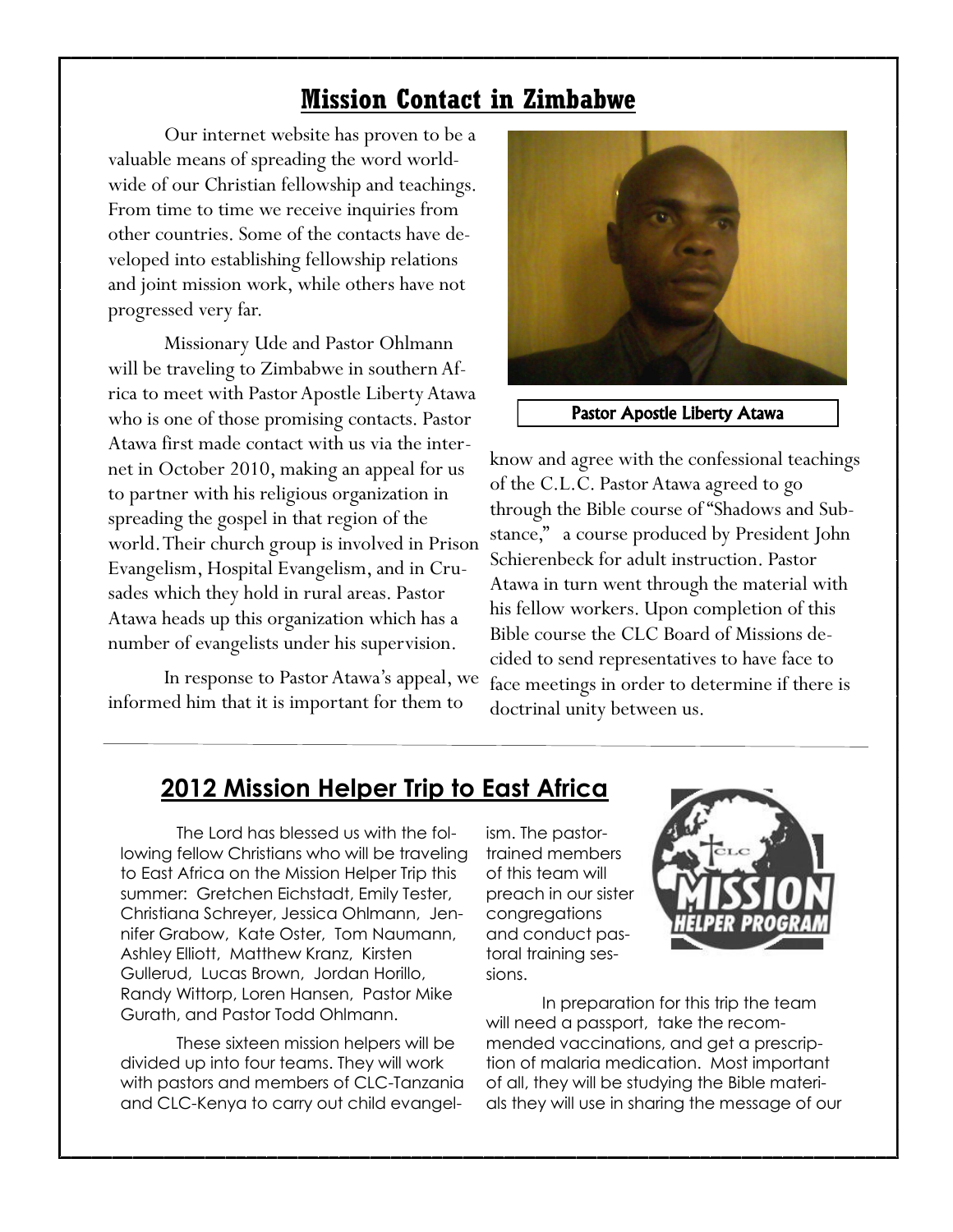## Mission Contact in Zimbabwe

Our internet website has proven to be a valuable means of spreading the word worldwide of our Christian fellowship and teachings. From time to time we receive inquiries from other countries. Some of the contacts have developed into establishing fellowship relations and joint mission work, while others have not progressed very far.

Missionary Ude and Pastor Ohlmann will be traveling to Zimbabwe in southern Africa to meet with Pastor Apostle Liberty Atawa who is one of those promising contacts. Pastor Atawa first made contact with us via the internet in October 2010, making an appeal for us to partner with his religious organization in spreading the gospel in that region of the world. Their church group is involved in Prison Evangelism, Hospital Evangelism, and in Crusades which they hold in rural areas. Pastor Atawa heads up this organization which has a number of evangelists under his supervision.

In response to Pastor Atawa's appeal, we informed him that it is important for them to know and agree with the confessional teachings of the C.L.C. Pastor Atawa agreed to go through the Bible course of "Shadows and Substance," a course produced by President John Schierenbeck for adult instruction. Pastor Atawa in turn went through the material with his fellow workers. Upon completion of this Bible course the CLC Board of Missions decided to send representatives to have face to face meetings in order to determine if there is doctrinal unity between us.

Pastor Apostle Liberty Atawa

## 2012 Mission Helper Trip to East Africa

The Lord has blessed us with the following fellow Christians who will be traveling to East Africa on the Mission Helper Trip this summer: Gretchen Eichstadt, Emily Tester, Christiana Schreyer, Jessica Ohlmann, Jennifer Grabow, Kate Oster, Tom Naumann, Ashley Elliott, Matthew Kranz, Kirsten Gullerud, Lucas Brown, Jordan Horillo, Randy Wittorp, Loren Hansen, Pastor Mike Gurath, and Pastor Todd Ohlmann.

These sixteen mission helpers will be divided up into four teams. They will work with pastors and members of CLC-Tanzania and CLC-Kenya to carry out child evangelism. The pastor-trained members of this team will preach in our sister congregations and conduct pastoral training sessions.

In preparation for this trip the team will need a passport, take the recommended vaccinations, and get a prescription of malaria medication. Most important of all, they will be studying the Bible materials they will use in sharing the message of our